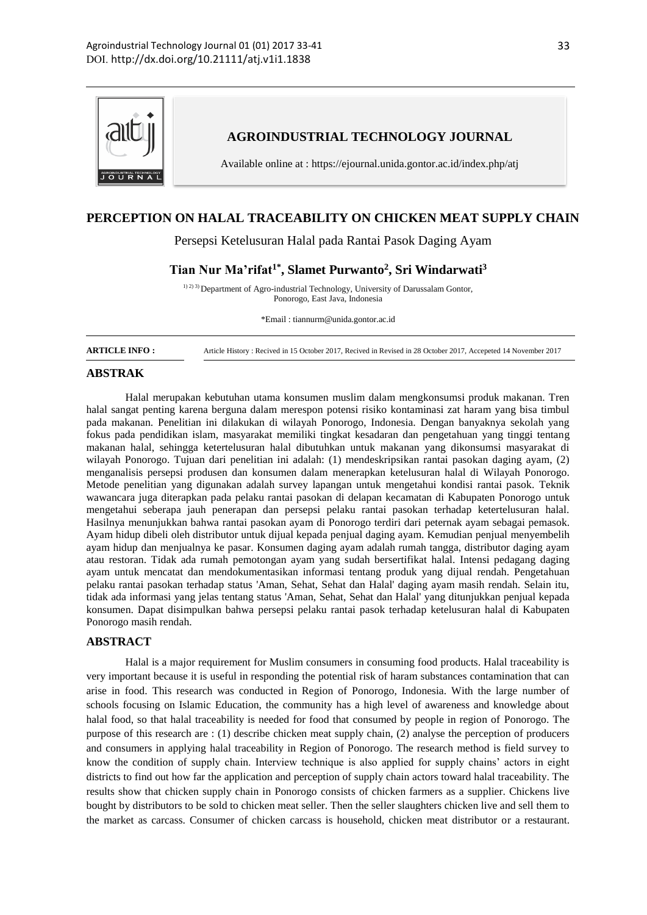# AGROINDUSTRIAL TECHNOLOGY JOURNAL

Available online at : https://ejournal.unida.gontor.ac.id/index.php/atj

## PERCEPTION ON HALAL TRACEABILITY ON CHICKEN MEAT SUPPLY CHAIN

Persepsi Ketelusuran Halal pada Rantai Pasok Daging Ayam

**Tian Nur Ma'rifat[1*], Slamet Purwanto[2], Sri Windarwati[3]**

[1) 2) 3)] Department of Agro-industrial Technology, University of Darussalam Gontor, Ponorogo, East Java, Indonesia

*Email : tiannurm@unida.gontor.ac.id

**ARTICLE INFO :** Article History : Recived in 15 October 2017, Recived in Revised in 28 October 2017, Accepeted 14 November 2017

### ABSTRAK

Halal merupakan kebutuhan utama konsumen muslim dalam mengkonsumsi produk makanan. Tren halal sangat penting karena berguna dalam merespon potensi risiko kontaminasi zat haram yang bisa timbul pada makanan. Penelitian ini dilakukan di wilayah Ponorogo, Indonesia. Dengan banyaknya sekolah yang fokus pada pendidikan islam, masyarakat memiliki tingkat kesadaran dan pengetahuan yang tinggi tentang makanan halal, sehingga ketertelusuran halal dibutuhkan untuk makanan yang dikonsumsi masyarakat di wilayah Ponorogo. Tujuan dari penelitian ini adalah: (1) mendeskripsikan rantai pasokan daging ayam, (2) menganalisis persepsi produsen dan konsumen dalam menerapkan ketelusuran halal di Wilayah Ponorogo. Metode penelitian yang digunakan adalah survey lapangan untuk mengetahui kondisi rantai pasok. Teknik wawancara juga diterapkan pada pelaku rantai pasokan di delapan kecamatan di Kabupaten Ponorogo untuk mengetahui seberapa jauh penerapan dan persepsi pelaku rantai pasokan terhadap ketertelusuran halal. Hasilnya menunjukkan bahwa rantai pasokan ayam di Ponorogo terdiri dari peternak ayam sebagai pemasok. Ayam hidup dibeli oleh distributor untuk dijual kepada penjual daging ayam. Kemudian penjual menyembelih ayam hidup dan menjualnya ke pasar. Konsumen daging ayam adalah rumah tangga, distributor daging ayam atau restoran. Tidak ada rumah pemotongan ayam yang sudah bersertifikat halal. Intensi pedagang daging ayam untuk mencatat dan mendokumentasikan informasi tentang produk yang dijual rendah. Pengetahuan pelaku rantai pasokan terhadap status 'Aman, Sehat, Sehat dan Halal' daging ayam masih rendah. Selain itu, tidak ada informasi yang jelas tentang status 'Aman, Sehat, Sehat dan Halal' yang ditunjukkan penjual kepada konsumen. Dapat disimpulkan bahwa persepsi pelaku rantai pasok terhadap ketelusuran halal di Kabupaten Ponorogo masih rendah.

### ABSTRACT

Halal is a major requirement for Muslim consumers in consuming food products. Halal traceability is very important because it is useful in responding the potential risk of haram substances contamination that can arise in food. This research was conducted in Region of Ponorogo, Indonesia. With the large number of schools focusing on Islamic Education, the community has a high level of awareness and knowledge about halal food, so that halal traceability is needed for food that consumed by people in region of Ponorogo. The purpose of this research are : (1) describe chicken meat supply chain, (2) analyse the perception of producers and consumers in applying halal traceability in Region of Ponorogo. The research method is field survey to know the condition of supply chain. Interview technique is also applied for supply chains' actors in eight districts to find out how far the application and perception of supply chain actors toward halal traceability. The results show that chicken supply chain in Ponorogo consists of chicken farmers as a supplier. Chickens live bought by distributors to be sold to chicken meat seller. Then the seller slaughters chicken live and sell them to the market as carcass. Consumer of chicken carcass is household, chicken meat distributor or a restaurant.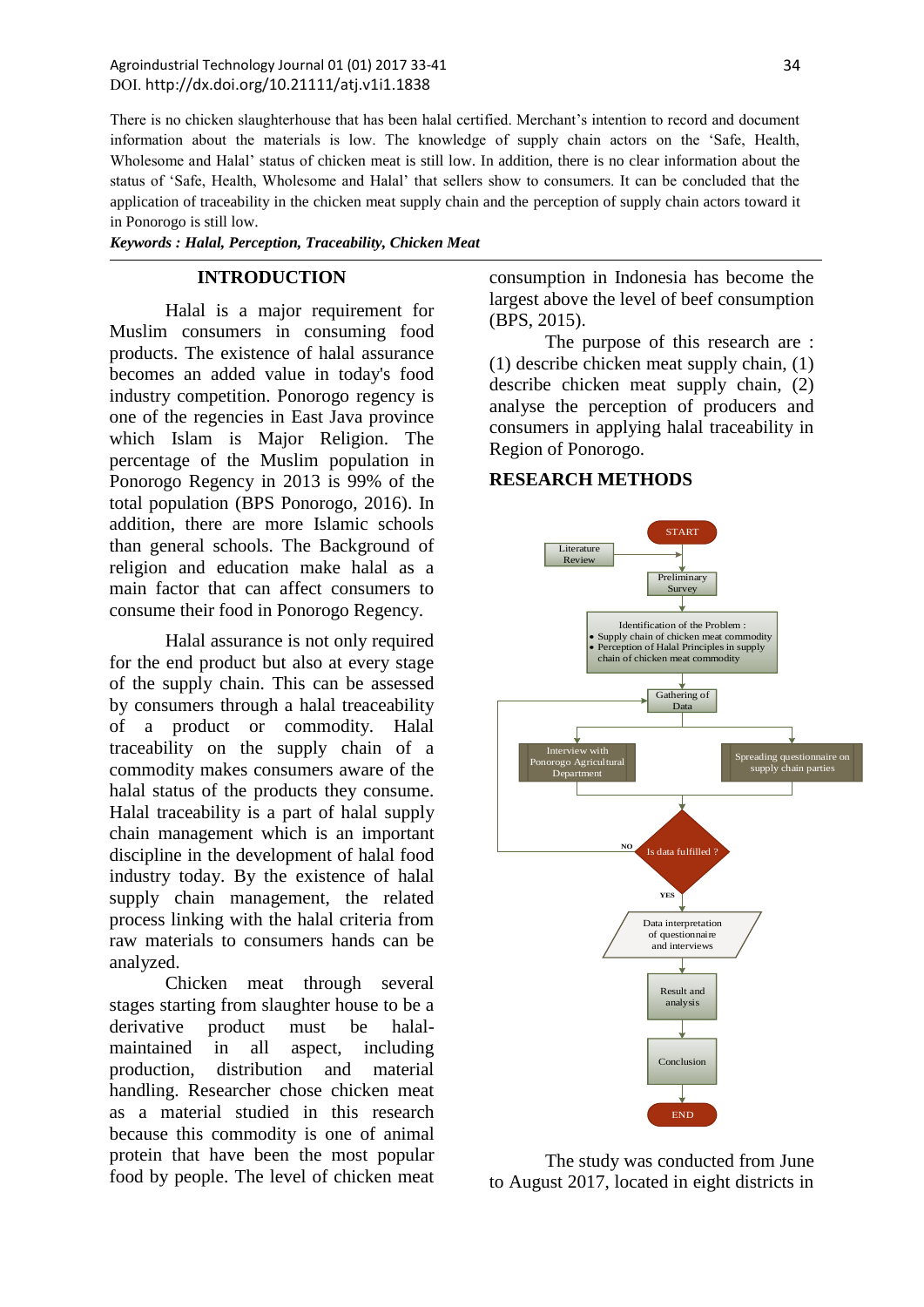There is no chicken slaughterhouse that has been halal certified. Merchant's intention to record and document information about the materials is low. The knowledge of supply chain actors on the 'Safe, Health, Wholesome and Halal' status of chicken meat is still low. In addition, there is no clear information about the status of 'Safe, Health, Wholesome and Halal' that sellers show to consumers. It can be concluded that the application of traceability in the chicken meat supply chain and the perception of supply chain actors toward it in Ponorogo is still low.

***Keywords : Halal, Perception, Traceability, Chicken Meat***

## INTRODUCTION

Halal is a major requirement for Muslim consumers in consuming food products. The existence of halal assurance becomes an added value in today's food industry competition. Ponorogo regency is one of the regencies in East Java province which Islam is Major Religion. The percentage of the Muslim population in Ponorogo Regency in 2013 is 99% of the total population (BPS Ponorogo, 2016). In addition, there are more Islamic schools than general schools. The Background of religion and education make halal as a main factor that can affect consumers to consume their food in Ponorogo Regency.

Halal assurance is not only required for the end product but also at every stage of the supply chain. This can be assessed by consumers through a halal treaceability of a product or commodity. Halal traceability on the supply chain of a commodity makes consumers aware of the halal status of the products they consume. Halal traceability is a part of halal supply chain management which is an important discipline in the development of halal food industry today. By the existence of halal supply chain management, the related process linking with the halal criteria from raw materials to consumers hands can be analyzed.

Chicken meat through several stages starting from slaughter house to be a derivative product must be halal-maintained in all aspect, including production, distribution and material handling. Researcher chose chicken meat as a material studied in this research because this commodity is one of animal protein that have been the most popular food by people. The level of chicken meat consumption in Indonesia has become the largest above the level of beef consumption (BPS, 2015).

The purpose of this research are : (1) describe chicken meat supply chain, (1) describe chicken meat supply chain, (2) analyse the perception of producers and consumers in applying halal traceability in Region of Ponorogo.

## RESEARCH METHODS

START → Preliminary Survey (with input from Literature Review) → Identification of the Problem :
- Supply chain of chicken meat commodity
- Perception of Halal Principles in supply chain of chicken meat commodity

→ Gathering of Data → Interview with Ponorogo Agricultural Department / Spreading questionnaire on supply chain parties → Is data fulfilled ? (NO → back to Gathering of Data; YES →) Data interpretation of questionnaire and interviews → Result and analysis → Conclusion → END

The study was conducted from June to August 2017, located in eight districts in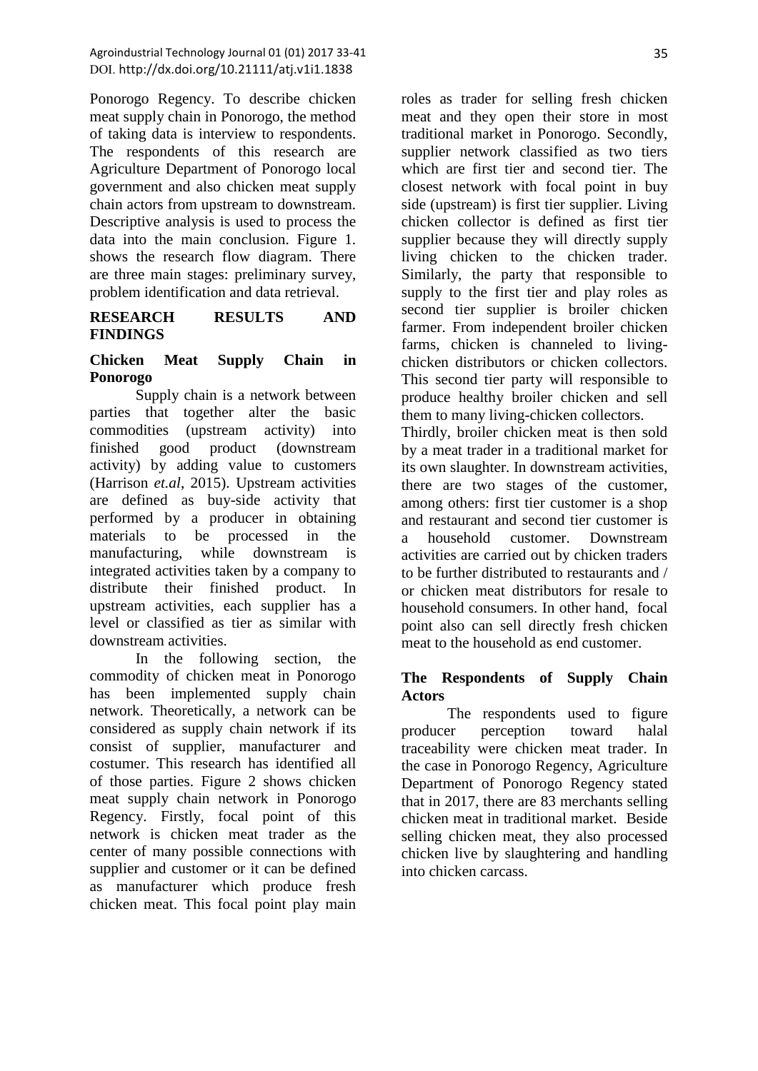Ponorogo Regency. To describe chicken meat supply chain in Ponorogo, the method of taking data is interview to respondents. The respondents of this research are Agriculture Department of Ponorogo local government and also chicken meat supply chain actors from upstream to downstream. Descriptive analysis is used to process the data into the main conclusion. Figure 1. shows the research flow diagram. There are three main stages: preliminary survey, problem identification and data retrieval.

## RESEARCH RESULTS AND FINDINGS

### Chicken Meat Supply Chain in Ponorogo

Supply chain is a network between parties that together alter the basic commodities (upstream activity) into finished good product (downstream activity) by adding value to customers (Harrison *et.al*, 2015). Upstream activities are defined as buy-side activity that performed by a producer in obtaining materials to be processed in the manufacturing, while downstream is integrated activities taken by a company to distribute their finished product. In upstream activities, each supplier has a level or classified as tier as similar with downstream activities.

In the following section, the commodity of chicken meat in Ponorogo has been implemented supply chain network. Theoretically, a network can be considered as supply chain network if its consist of supplier, manufacturer and costumer. This research has identified all of those parties. Figure 2 shows chicken meat supply chain network in Ponorogo Regency. Firstly, focal point of this network is chicken meat trader as the center of many possible connections with supplier and customer or it can be defined as manufacturer which produce fresh chicken meat. This focal point play main roles as trader for selling fresh chicken meat and they open their store in most traditional market in Ponorogo. Secondly, supplier network classified as two tiers which are first tier and second tier. The closest network with focal point in buy side (upstream) is first tier supplier. Living chicken collector is defined as first tier supplier because they will directly supply living chicken to the chicken trader. Similarly, the party that responsible to supply to the first tier and play roles as second tier supplier is broiler chicken farmer. From independent broiler chicken farms, chicken is channeled to living-chicken distributors or chicken collectors. This second tier party will responsible to produce healthy broiler chicken and sell them to many living-chicken collectors.

Thirdly, broiler chicken meat is then sold by a meat trader in a traditional market for its own slaughter. In downstream activities, there are two stages of the customer, among others: first tier customer is a shop and restaurant and second tier customer is a household customer. Downstream activities are carried out by chicken traders to be further distributed to restaurants and / or chicken meat distributors for resale to household consumers. In other hand, focal point also can sell directly fresh chicken meat to the household as end customer.

### The Respondents of Supply Chain Actors

The respondents used to figure producer perception toward halal traceability were chicken meat trader. In the case in Ponorogo Regency, Agriculture Department of Ponorogo Regency stated that in 2017, there are 83 merchants selling chicken meat in traditional market. Beside selling chicken meat, they also processed chicken live by slaughtering and handling into chicken carcass.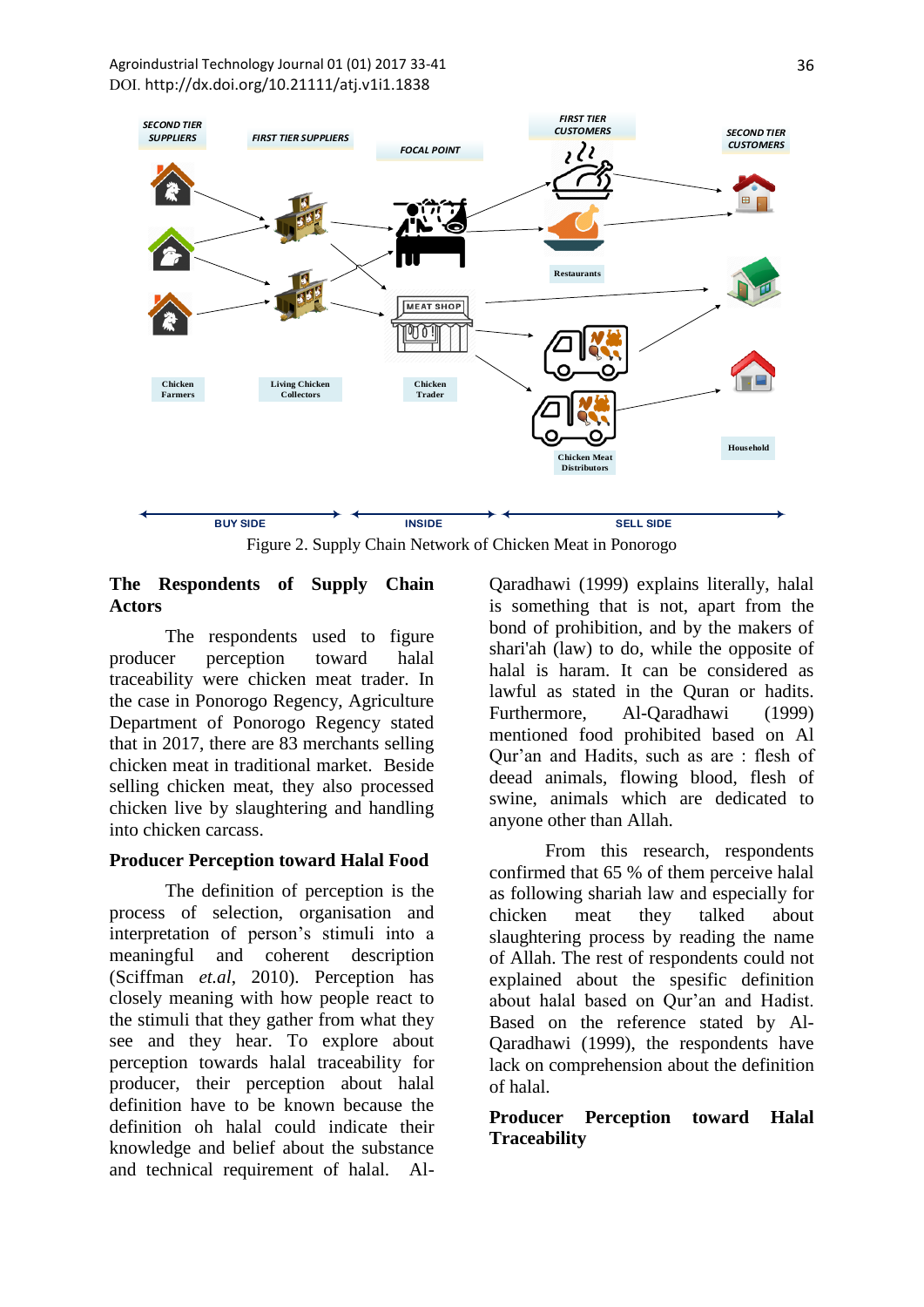Figure 2. Supply Chain Network of Chicken Meat in Ponorogo

## The Respondents of Supply Chain Actors

The respondents used to figure producer perception toward halal traceability were chicken meat trader. In the case in Ponorogo Regency, Agriculture Department of Ponorogo Regency stated that in 2017, there are 83 merchants selling chicken meat in traditional market. Beside selling chicken meat, they also processed chicken live by slaughtering and handling into chicken carcass.

## Producer Perception toward Halal Food

The definition of perception is the process of selection, organisation and interpretation of person's stimuli into a meaningful and coherent description (Sciffman *et.al*, 2010). Perception has closely meaning with how people react to the stimuli that they gather from what they see and they hear. To explore about perception towards halal traceability for producer, their perception about halal definition have to be known because the definition oh halal could indicate their knowledge and belief about the substance and technical requirement of halal. Al-Qaradhawi (1999) explains literally, halal is something that is not, apart from the bond of prohibition, and by the makers of shari'ah (law) to do, while the opposite of halal is haram. It can be considered as lawful as stated in the Quran or hadits. Furthermore, Al-Qaradhawi (1999) mentioned food prohibited based on Al Qur'an and Hadits, such as are : flesh of deead animals, flowing blood, flesh of swine, animals which are dedicated to anyone other than Allah.

From this research, respondents confirmed that 65 % of them perceive halal as following shariah law and especially for chicken meat they talked about slaughtering process by reading the name of Allah. The rest of respondents could not explained about the spesific definition about halal based on Qur'an and Hadist. Based on the reference stated by Al-Qaradhawi (1999), the respondents have lack on comprehension about the definition of halal.

## Producer Perception toward Halal Traceability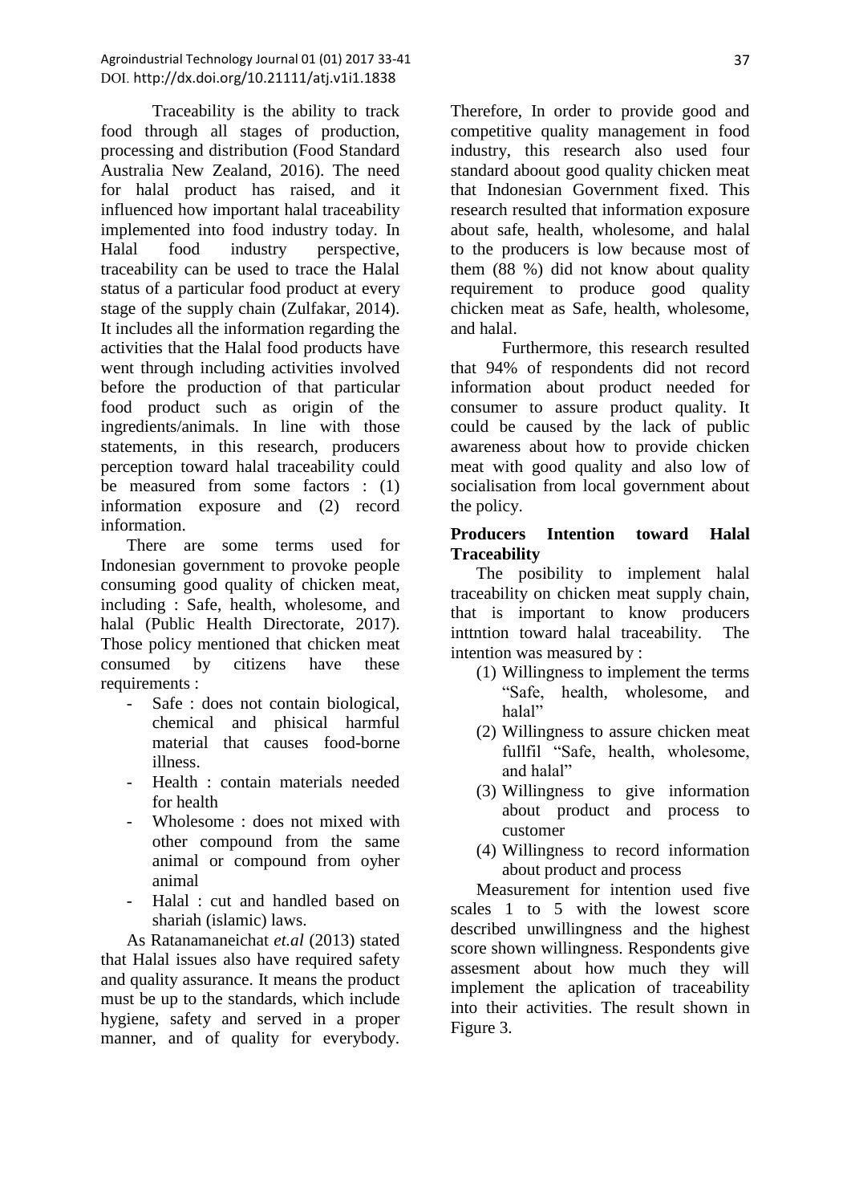Traceability is the ability to track food through all stages of production, processing and distribution (Food Standard Australia New Zealand, 2016). The need for halal product has raised, and it influenced how important halal traceability implemented into food industry today. In Halal food industry perspective, traceability can be used to trace the Halal status of a particular food product at every stage of the supply chain (Zulfakar, 2014). It includes all the information regarding the activities that the Halal food products have went through including activities involved before the production of that particular food product such as origin of the ingredients/animals. In line with those statements, in this research, producers perception toward halal traceability could be measured from some factors : (1) information exposure and (2) record information.

There are some terms used for Indonesian government to provoke people consuming good quality of chicken meat, including : Safe, health, wholesome, and halal (Public Health Directorate, 2017). Those policy mentioned that chicken meat consumed by citizens have these requirements :

- Safe : does not contain biological, chemical and phisical harmful material that causes food-borne illness.
- Health : contain materials needed for health
- Wholesome : does not mixed with other compound from the same animal or compound from oyher animal
- Halal : cut and handled based on shariah (islamic) laws.

As Ratanamaneichat *et.al* (2013) stated that Halal issues also have required safety and quality assurance. It means the product must be up to the standards, which include hygiene, safety and served in a proper manner, and of quality for everybody. Therefore, In order to provide good and competitive quality management in food industry, this research also used four standard aboout good quality chicken meat that Indonesian Government fixed. This research resulted that information exposure about safe, health, wholesome, and halal to the producers is low because most of them (88 %) did not know about quality requirement to produce good quality chicken meat as Safe, health, wholesome, and halal.

Furthermore, this research resulted that 94% of respondents did not record information about product needed for consumer to assure product quality. It could be caused by the lack of public awareness about how to provide chicken meat with good quality and also low of socialisation from local government about the policy.

**Producers Intention toward Halal Traceability**

The posibility to implement halal traceability on chicken meat supply chain, that is important to know producers inttntion toward halal traceability. The intention was measured by :

(1) Willingness to implement the terms "Safe, health, wholesome, and halal"
(2) Willingness to assure chicken meat fullfil "Safe, health, wholesome, and halal"
(3) Willingness to give information about product and process to customer
(4) Willingness to record information about product and process

Measurement for intention used five scales 1 to 5 with the lowest score described unwillingness and the highest score shown willingness. Respondents give assesment about how much they will implement the aplication of traceability into their activities. The result shown in Figure 3.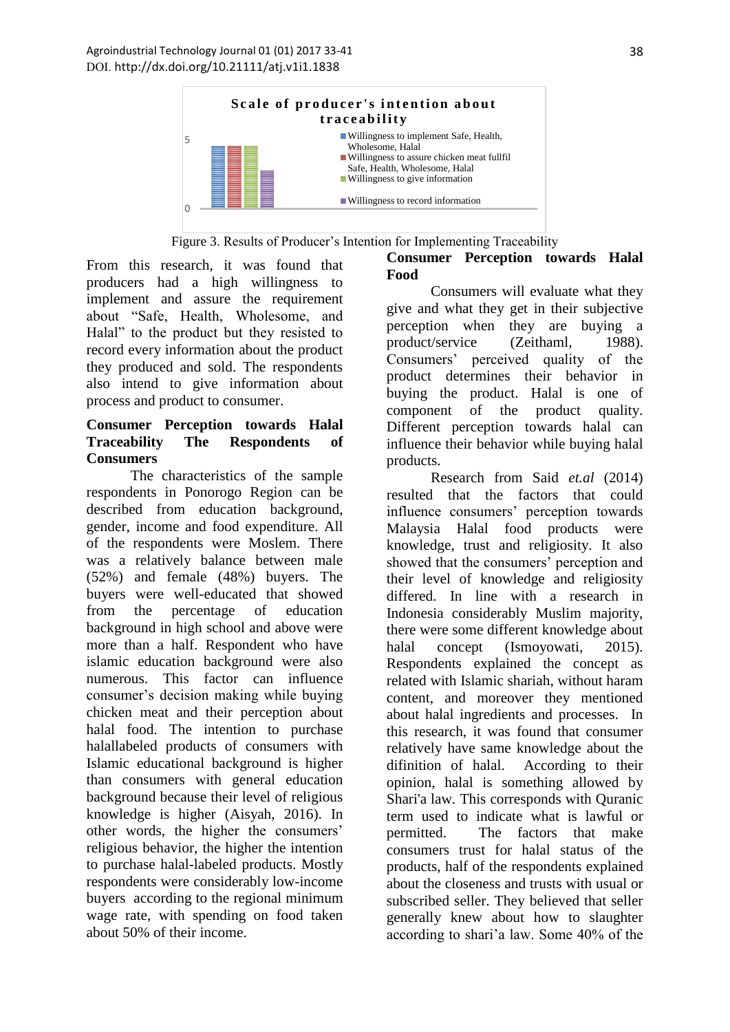Scale of producer's intention about traceability

- Willingness to implement Safe, Health, Wholesome, Halal
- Willingness to assure chicken meat fullfil Safe, Health, Wholesome, Halal
- Willingness to give information
- Willingness to record information

Figure 3. Results of Producer's Intention for Implementing Traceability

From this research, it was found that producers had a high willingness to implement and assure the requirement about "Safe, Health, Wholesome, and Halal" to the product but they resisted to record every information about the product they produced and sold. The respondents also intend to give information about process and product to consumer.

## Consumer Perception towards Halal Traceability The Respondents of Consumers

The characteristics of the sample respondents in Ponorogo Region can be described from education background, gender, income and food expenditure. All of the respondents were Moslem. There was a relatively balance between male (52%) and female (48%) buyers. The buyers were well-educated that showed from the percentage of education background in high school and above were more than a half. Respondent who have islamic education background were also numerous. This factor can influence consumer's decision making while buying chicken meat and their perception about halal food. The intention to purchase halallabeled products of consumers with Islamic educational background is higher than consumers with general education background because their level of religious knowledge is higher (Aisyah, 2016). In other words, the higher the consumers' religious behavior, the higher the intention to purchase halal-labeled products. Mostly respondents were considerably low-income buyers according to the regional minimum wage rate, with spending on food taken about 50% of their income.

## Consumer Perception towards Halal Food

Consumers will evaluate what they give and what they get in their subjective perception when they are buying a product/service (Zeithaml, 1988). Consumers' perceived quality of the product determines their behavior in buying the product. Halal is one of component of the product quality. Different perception towards halal can influence their behavior while buying halal products.

Research from Said *et.al* (2014) resulted that the factors that could influence consumers' perception towards Malaysia Halal food products were knowledge, trust and religiosity. It also showed that the consumers' perception and their level of knowledge and religiosity differed. In line with a research in Indonesia considerably Muslim majority, there were some different knowledge about halal concept (Ismoyowati, 2015). Respondents explained the concept as related with Islamic shariah, without haram content, and moreover they mentioned about halal ingredients and processes. In this research, it was found that consumer relatively have same knowledge about the difinition of halal. According to their opinion, halal is something allowed by Shari'a law. This corresponds with Quranic term used to indicate what is lawful or permitted. The factors that make consumers trust for halal status of the products, half of the respondents explained about the closeness and trusts with usual or subscribed seller. They believed that seller generally knew about how to slaughter according to shari'a law. Some 40% of the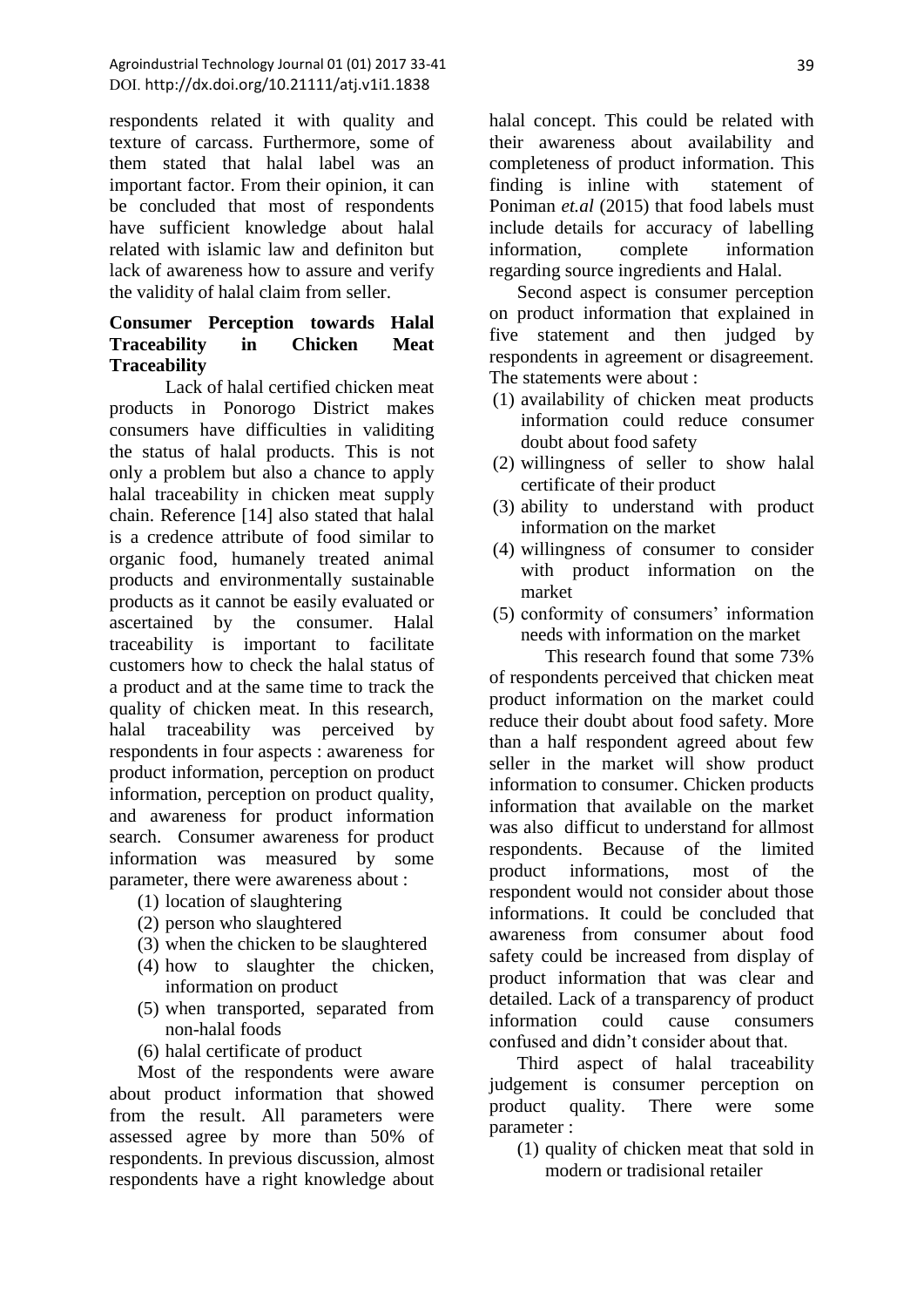respondents related it with quality and texture of carcass. Furthermore, some of them stated that halal label was an important factor. From their opinion, it can be concluded that most of respondents have sufficient knowledge about halal related with islamic law and definiton but lack of awareness how to assure and verify the validity of halal claim from seller.

### Consumer Perception towards Halal Traceability in Chicken Meat Traceability

Lack of halal certified chicken meat products in Ponorogo District makes consumers have difficulties in validiting the status of halal products. This is not only a problem but also a chance to apply halal traceability in chicken meat supply chain. Reference [14] also stated that halal is a credence attribute of food similar to organic food, humanely treated animal products and environmentally sustainable products as it cannot be easily evaluated or ascertained by the consumer. Halal traceability is important to facilitate customers how to check the halal status of a product and at the same time to track the quality of chicken meat. In this research, halal traceability was perceived by respondents in four aspects : awareness for product information, perception on product information, perception on product quality, and awareness for product information search. Consumer awareness for product information was measured by some parameter, there were awareness about :

(1) location of slaughtering
(2) person who slaughtered
(3) when the chicken to be slaughtered
(4) how to slaughter the chicken, information on product
(5) when transported, separated from non-halal foods
(6) halal certificate of product

Most of the respondents were aware about product information that showed from the result. All parameters were assessed agree by more than 50% of respondents. In previous discussion, almost respondents have a right knowledge about halal concept. This could be related with their awareness about availability and completeness of product information. This finding is inline with statement of Poniman *et.al* (2015) that food labels must include details for accuracy of labelling information, complete information regarding source ingredients and Halal.

Second aspect is consumer perception on product information that explained in five statement and then judged by respondents in agreement or disagreement. The statements were about :

(1) availability of chicken meat products information could reduce consumer doubt about food safety
(2) willingness of seller to show halal certificate of their product
(3) ability to understand with product information on the market
(4) willingness of consumer to consider with product information on the market
(5) conformity of consumers' information needs with information on the market

This research found that some 73% of respondents perceived that chicken meat product information on the market could reduce their doubt about food safety. More than a half respondent agreed about few seller in the market will show product information to consumer. Chicken products information that available on the market was also difficut to understand for allmost respondents. Because of the limited product informations, most of the respondent would not consider about those informations. It could be concluded that awareness from consumer about food safety could be increased from display of product information that was clear and detailed. Lack of a transparency of product information could cause consumers confused and didn't consider about that.

Third aspect of halal traceability judgement is consumer perception on product quality. There were some parameter :

(1) quality of chicken meat that sold in modern or tradisional retailer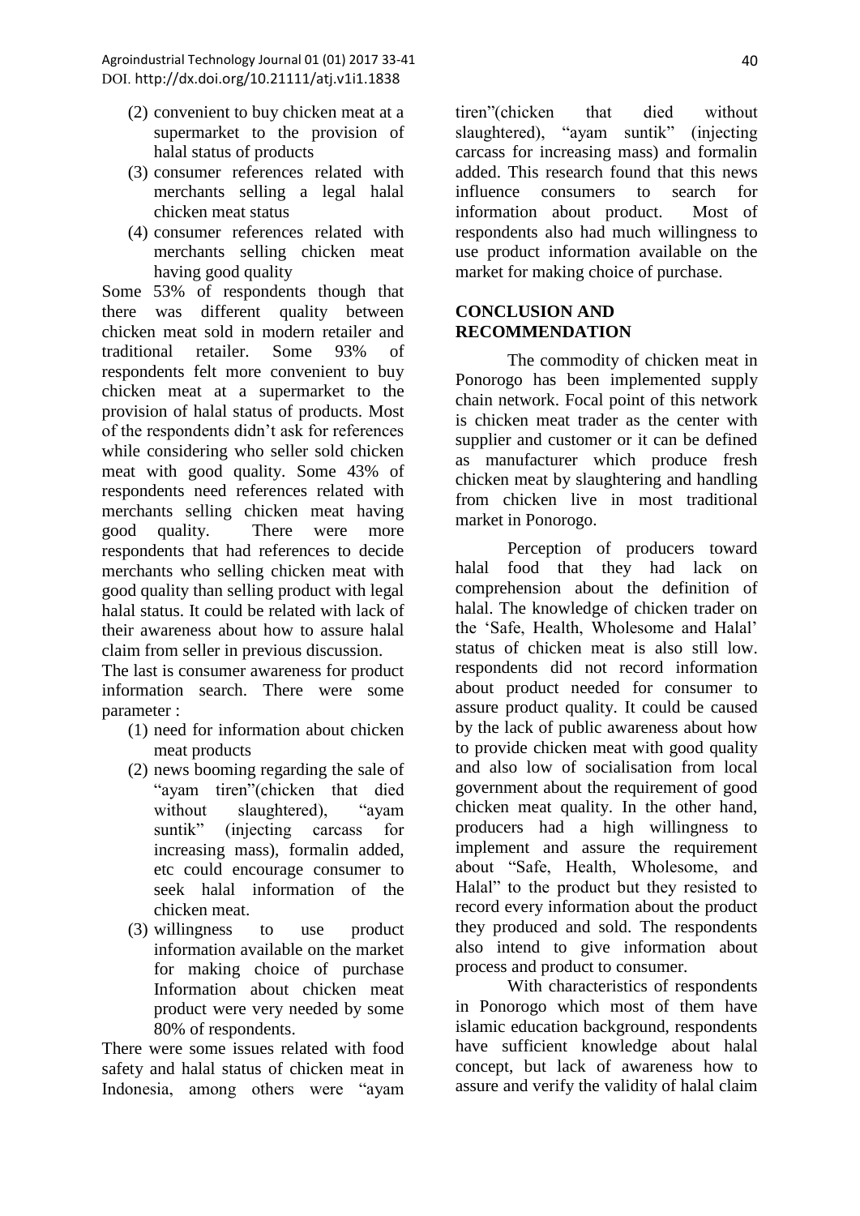(2) convenient to buy chicken meat at a supermarket to the provision of halal status of products
(3) consumer references related with merchants selling a legal halal chicken meat status
(4) consumer references related with merchants selling chicken meat having good quality

Some 53% of respondents though that there was different quality between chicken meat sold in modern retailer and traditional retailer. Some 93% of respondents felt more convenient to buy chicken meat at a supermarket to the provision of halal status of products. Most of the respondents didn't ask for references while considering who seller sold chicken meat with good quality. Some 43% of respondents need references related with merchants selling chicken meat having good quality. There were more respondents that had references to decide merchants who selling chicken meat with good quality than selling product with legal halal status. It could be related with lack of their awareness about how to assure halal claim from seller in previous discussion.

The last is consumer awareness for product information search. There were some parameter :

(1) need for information about chicken meat products
(2) news booming regarding the sale of "ayam tiren"(chicken that died without slaughtered), "ayam suntik" (injecting carcass for increasing mass), formalin added, etc could encourage consumer to seek halal information of the chicken meat.
(3) willingness to use product information available on the market for making choice of purchase Information about chicken meat product were very needed by some 80% of respondents.

There were some issues related with food safety and halal status of chicken meat in Indonesia, among others were "ayam tiren"(chicken that died without slaughtered), "ayam suntik" (injecting carcass for increasing mass) and formalin added. This research found that this news influence consumers to search for information about product. Most of respondents also had much willingness to use product information available on the market for making choice of purchase.

## CONCLUSION AND RECOMMENDATION

The commodity of chicken meat in Ponorogo has been implemented supply chain network. Focal point of this network is chicken meat trader as the center with supplier and customer or it can be defined as manufacturer which produce fresh chicken meat by slaughtering and handling from chicken live in most traditional market in Ponorogo.

Perception of producers toward halal food that they had lack on comprehension about the definition of halal. The knowledge of chicken trader on the 'Safe, Health, Wholesome and Halal' status of chicken meat is also still low. respondents did not record information about product needed for consumer to assure product quality. It could be caused by the lack of public awareness about how to provide chicken meat with good quality and also low of socialisation from local government about the requirement of good chicken meat quality. In the other hand, producers had a high willingness to implement and assure the requirement about "Safe, Health, Wholesome, and Halal" to the product but they resisted to record every information about the product they produced and sold. The respondents also intend to give information about process and product to consumer.

With characteristics of respondents in Ponorogo which most of them have islamic education background, respondents have sufficient knowledge about halal concept, but lack of awareness how to assure and verify the validity of halal claim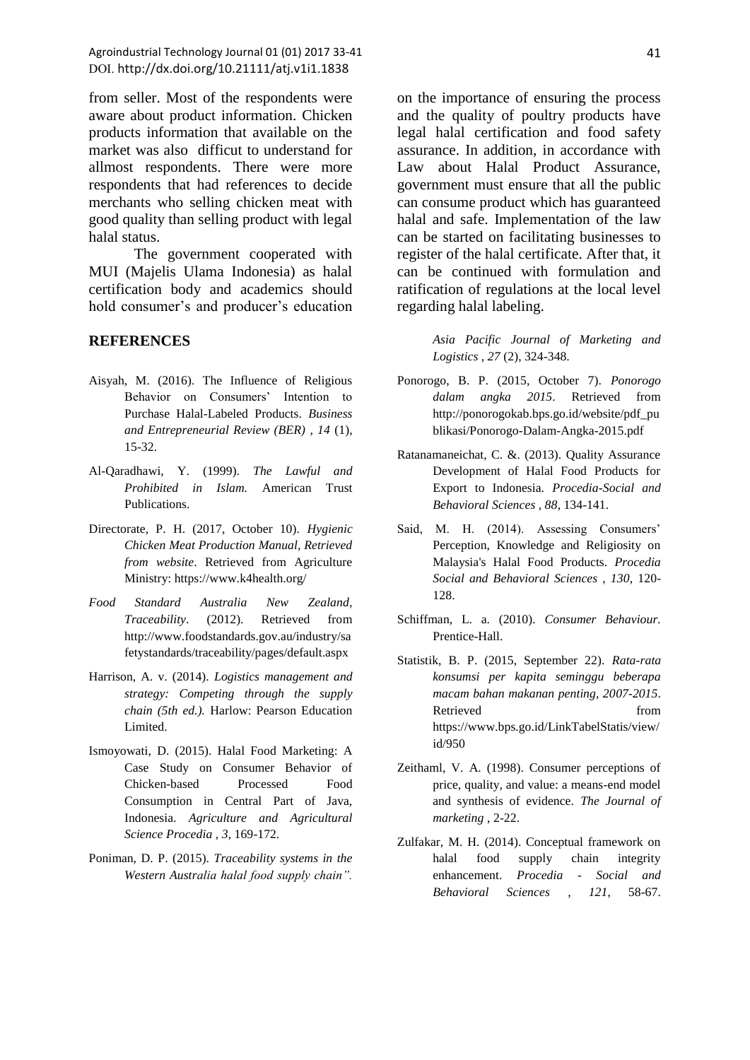from seller. Most of the respondents were aware about product information. Chicken products information that available on the market was also difficut to understand for allmost respondents. There were more respondents that had references to decide merchants who selling chicken meat with good quality than selling product with legal halal status.

The government cooperated with MUI (Majelis Ulama Indonesia) as halal certification body and academics should hold consumer's and producer's education on the importance of ensuring the process and the quality of poultry products have legal halal certification and food safety assurance. In addition, in accordance with Law about Halal Product Assurance, government must ensure that all the public can consume product which has guaranteed halal and safe. Implementation of the law can be started on facilitating businesses to register of the halal certificate. After that, it can be continued with formulation and ratification of regulations at the local level regarding halal labeling.

## REFERENCES

Aisyah, M. (2016). The Influence of Religious Behavior on Consumers' Intention to Purchase Halal-Labeled Products. *Business and Entrepreneurial Review (BER) , 14* (1), 15-32.

Al-Qaradhawi, Y. (1999). *The Lawful and Prohibited in Islam.* American Trust Publications.

Directorate, P. H. (2017, October 10). *Hygienic Chicken Meat Production Manual, Retrieved from website*. Retrieved from Agriculture Ministry: https://www.k4health.org/

*Food Standard Australia New Zealand, Traceability*. (2012). Retrieved from http://www.foodstandards.gov.au/industry/safetystandards/traceability/pages/default.aspx

Harrison, A. v. (2014). *Logistics management and strategy: Competing through the supply chain (5th ed.).* Harlow: Pearson Education Limited.

Ismoyowati, D. (2015). Halal Food Marketing: A Case Study on Consumer Behavior of Chicken-based Processed Food Consumption in Central Part of Java, Indonesia. *Agriculture and Agricultural Science Procedia , 3*, 169-172.

Poniman, D. P. (2015). *Traceability systems in the Western Australia halal food supply chain". Asia Pacific Journal of Marketing and Logistics , 27* (2), 324-348.

Ponorogo, B. P. (2015, October 7). *Ponorogo dalam angka 2015*. Retrieved from http://ponorogokab.bps.go.id/website/pdf_publikasi/Ponorogo-Dalam-Angka-2015.pdf

Ratanamaneichat, C. &. (2013). Quality Assurance Development of Halal Food Products for Export to Indonesia. *Procedia-Social and Behavioral Sciences , 88*, 134-141.

Said, M. H. (2014). Assessing Consumers' Perception, Knowledge and Religiosity on Malaysia's Halal Food Products. *Procedia Social and Behavioral Sciences , 130*, 120-128.

Schiffman, L. a. (2010). *Consumer Behaviour*. Prentice-Hall.

Statistik, B. P. (2015, September 22). *Rata-rata konsumsi per kapita seminggu beberapa macam bahan makanan penting, 2007-2015*. Retrieved from https://www.bps.go.id/LinkTabelStatis/view/id/950

Zeithaml, V. A. (1998). Consumer perceptions of price, quality, and value: a means-end model and synthesis of evidence. *The Journal of marketing* , 2-22.

Zulfakar, M. H. (2014). Conceptual framework on halal food supply chain integrity enhancement. *Procedia - Social and Behavioral Sciences , 121*, 58-67.